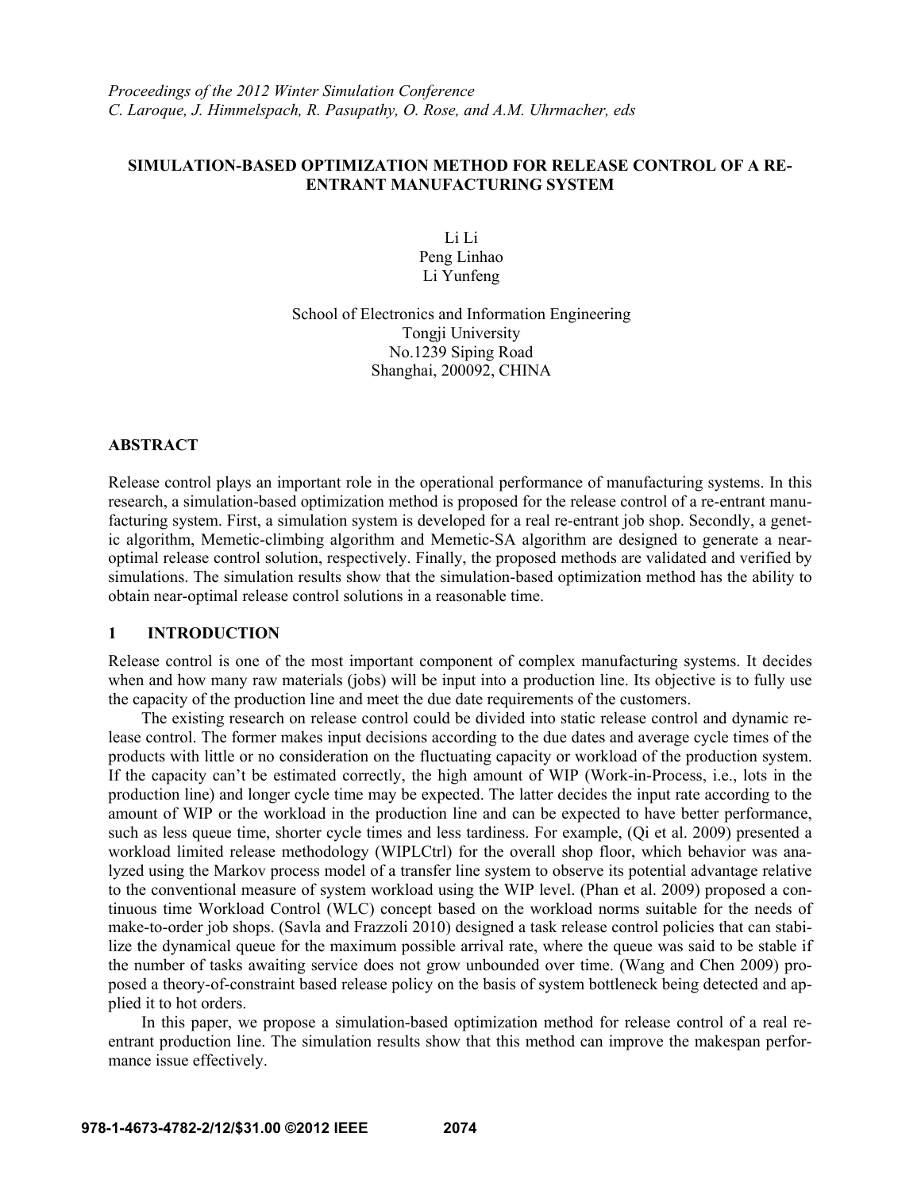*Proceedings of the 2012 Winter Simulation Conference*
*C. Laroque, J. Himmelspach, R. Pasupathy, O. Rose, and A.M. Uhrmacher, eds*

# SIMULATION-BASED OPTIMIZATION METHOD FOR RELEASE CONTROL OF A RE-ENTRANT MANUFACTURING SYSTEM

Li Li
Peng Linhao
Li Yunfeng

School of Electronics and Information Engineering
Tongji University
No.1239 Siping Road
Shanghai, 200092, CHINA

## ABSTRACT

Release control plays an important role in the operational performance of manufacturing systems. In this research, a simulation-based optimization method is proposed for the release control of a re-entrant manufacturing system. First, a simulation system is developed for a real re-entrant job shop. Secondly, a genetic algorithm, Memetic-climbing algorithm and Memetic-SA algorithm are designed to generate a near-optimal release control solution, respectively. Finally, the proposed methods are validated and verified by simulations. The simulation results show that the simulation-based optimization method has the ability to obtain near-optimal release control solutions in a reasonable time.

## 1 INTRODUCTION

Release control is one of the most important component of complex manufacturing systems. It decides when and how many raw materials (jobs) will be input into a production line. Its objective is to fully use the capacity of the production line and meet the due date requirements of the customers.

The existing research on release control could be divided into static release control and dynamic release control. The former makes input decisions according to the due dates and average cycle times of the products with little or no consideration on the fluctuating capacity or workload of the production system. If the capacity can't be estimated correctly, the high amount of WIP (Work-in-Process, i.e., lots in the production line) and longer cycle time may be expected. The latter decides the input rate according to the amount of WIP or the workload in the production line and can be expected to have better performance, such as less queue time, shorter cycle times and less tardiness. For example, (Qi et al. 2009) presented a workload limited release methodology (WIPLCtrl) for the overall shop floor, which behavior was analyzed using the Markov process model of a transfer line system to observe its potential advantage relative to the conventional measure of system workload using the WIP level. (Phan et al. 2009) proposed a continuous time Workload Control (WLC) concept based on the workload norms suitable for the needs of make-to-order job shops. (Savla and Frazzoli 2010) designed a task release control policies that can stabilize the dynamical queue for the maximum possible arrival rate, where the queue was said to be stable if the number of tasks awaiting service does not grow unbounded over time. (Wang and Chen 2009) proposed a theory-of-constraint based release policy on the basis of system bottleneck being detected and applied it to hot orders.

In this paper, we propose a simulation-based optimization method for release control of a real re-entrant production line. The simulation results show that this method can improve the makespan performance issue effectively.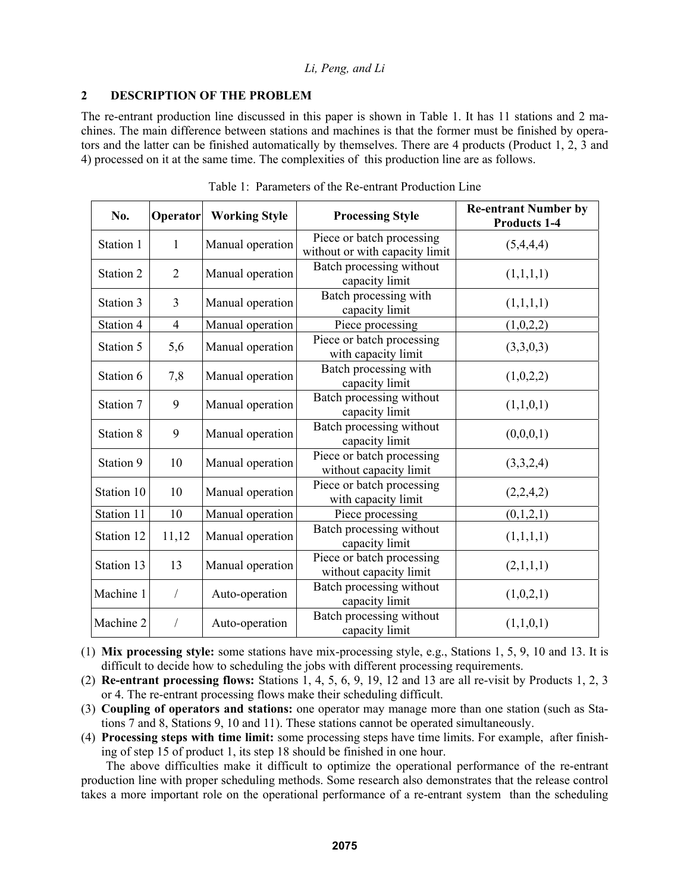## 2 DESCRIPTION OF THE PROBLEM

The re-entrant production line discussed in this paper is shown in Table 1. It has 11 stations and 2 machines. The main difference between stations and machines is that the former must be finished by operators and the latter can be finished automatically by themselves. There are 4 products (Product 1, 2, 3 and 4) processed on it at the same time. The complexities of this production line are as follows.

Table 1: Parameters of the Re-entrant Production Line

| No. | Operator | Working Style | Processing Style | Re-entrant Number by Products 1-4 |
|---|---|---|---|---|
| Station 1 | 1 | Manual operation | Piece or batch processing without or with capacity limit | (5,4,4,4) |
| Station 2 | 2 | Manual operation | Batch processing without capacity limit | (1,1,1,1) |
| Station 3 | 3 | Manual operation | Batch processing with capacity limit | (1,1,1,1) |
| Station 4 | 4 | Manual operation | Piece processing | (1,0,2,2) |
| Station 5 | 5,6 | Manual operation | Piece or batch processing with capacity limit | (3,3,0,3) |
| Station 6 | 7,8 | Manual operation | Batch processing with capacity limit | (1,0,2,2) |
| Station 7 | 9 | Manual operation | Batch processing without capacity limit | (1,1,0,1) |
| Station 8 | 9 | Manual operation | Batch processing without capacity limit | (0,0,0,1) |
| Station 9 | 10 | Manual operation | Piece or batch processing without capacity limit | (3,3,2,4) |
| Station 10 | 10 | Manual operation | Piece or batch processing with capacity limit | (2,2,4,2) |
| Station 11 | 10 | Manual operation | Piece processing | (0,1,2,1) |
| Station 12 | 11,12 | Manual operation | Batch processing without capacity limit | (1,1,1,1) |
| Station 13 | 13 | Manual operation | Piece or batch processing without capacity limit | (2,1,1,1) |
| Machine 1 | / | Auto-operation | Batch processing without capacity limit | (1,0,2,1) |
| Machine 2 | / | Auto-operation | Batch processing without capacity limit | (1,1,0,1) |

(1) **Mix processing style:** some stations have mix-processing style, e.g., Stations 1, 5, 9, 10 and 13. It is difficult to decide how to scheduling the jobs with different processing requirements.

(2) **Re-entrant processing flows:** Stations 1, 4, 5, 6, 9, 19, 12 and 13 are all re-visit by Products 1, 2, 3 or 4. The re-entrant processing flows make their scheduling difficult.

(3) **Coupling of operators and stations:** one operator may manage more than one station (such as Stations 7 and 8, Stations 9, 10 and 11). These stations cannot be operated simultaneously.

(4) **Processing steps with time limit:** some processing steps have time limits. For example, after finishing of step 15 of product 1, its step 18 should be finished in one hour.

The above difficulties make it difficult to optimize the operational performance of the re-entrant production line with proper scheduling methods. Some research also demonstrates that the release control takes a more important role on the operational performance of a re-entrant system than the scheduling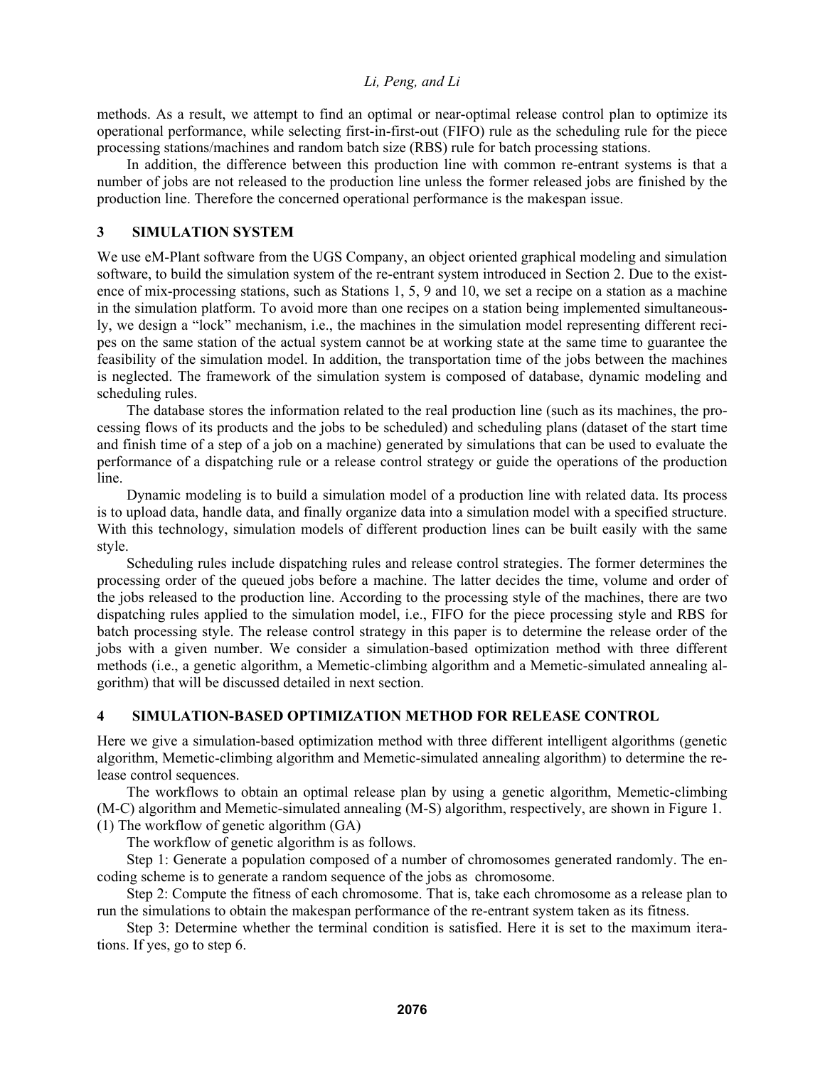methods. As a result, we attempt to find an optimal or near-optimal release control plan to optimize its operational performance, while selecting first-in-first-out (FIFO) rule as the scheduling rule for the piece processing stations/machines and random batch size (RBS) rule for batch processing stations.

In addition, the difference between this production line with common re-entrant systems is that a number of jobs are not released to the production line unless the former released jobs are finished by the production line. Therefore the concerned operational performance is the makespan issue.

## 3 SIMULATION SYSTEM

We use eM-Plant software from the UGS Company, an object oriented graphical modeling and simulation software, to build the simulation system of the re-entrant system introduced in Section 2. Due to the existence of mix-processing stations, such as Stations 1, 5, 9 and 10, we set a recipe on a station as a machine in the simulation platform. To avoid more than one recipes on a station being implemented simultaneously, we design a "lock" mechanism, i.e., the machines in the simulation model representing different recipes on the same station of the actual system cannot be at working state at the same time to guarantee the feasibility of the simulation model. In addition, the transportation time of the jobs between the machines is neglected. The framework of the simulation system is composed of database, dynamic modeling and scheduling rules.

The database stores the information related to the real production line (such as its machines, the processing flows of its products and the jobs to be scheduled) and scheduling plans (dataset of the start time and finish time of a step of a job on a machine) generated by simulations that can be used to evaluate the performance of a dispatching rule or a release control strategy or guide the operations of the production line.

Dynamic modeling is to build a simulation model of a production line with related data. Its process is to upload data, handle data, and finally organize data into a simulation model with a specified structure. With this technology, simulation models of different production lines can be built easily with the same style.

Scheduling rules include dispatching rules and release control strategies. The former determines the processing order of the queued jobs before a machine. The latter decides the time, volume and order of the jobs released to the production line. According to the processing style of the machines, there are two dispatching rules applied to the simulation model, i.e., FIFO for the piece processing style and RBS for batch processing style. The release control strategy in this paper is to determine the release order of the jobs with a given number. We consider a simulation-based optimization method with three different methods (i.e., a genetic algorithm, a Memetic-climbing algorithm and a Memetic-simulated annealing algorithm) that will be discussed detailed in next section.

## 4 SIMULATION-BASED OPTIMIZATION METHOD FOR RELEASE CONTROL

Here we give a simulation-based optimization method with three different intelligent algorithms (genetic algorithm, Memetic-climbing algorithm and Memetic-simulated annealing algorithm) to determine the release control sequences.

The workflows to obtain an optimal release plan by using a genetic algorithm, Memetic-climbing (M-C) algorithm and Memetic-simulated annealing (M-S) algorithm, respectively, are shown in Figure 1.

(1) The workflow of genetic algorithm (GA)

The workflow of genetic algorithm is as follows.

Step 1: Generate a population composed of a number of chromosomes generated randomly. The encoding scheme is to generate a random sequence of the jobs as chromosome.

Step 2: Compute the fitness of each chromosome. That is, take each chromosome as a release plan to run the simulations to obtain the makespan performance of the re-entrant system taken as its fitness.

Step 3: Determine whether the terminal condition is satisfied. Here it is set to the maximum iterations. If yes, go to step 6.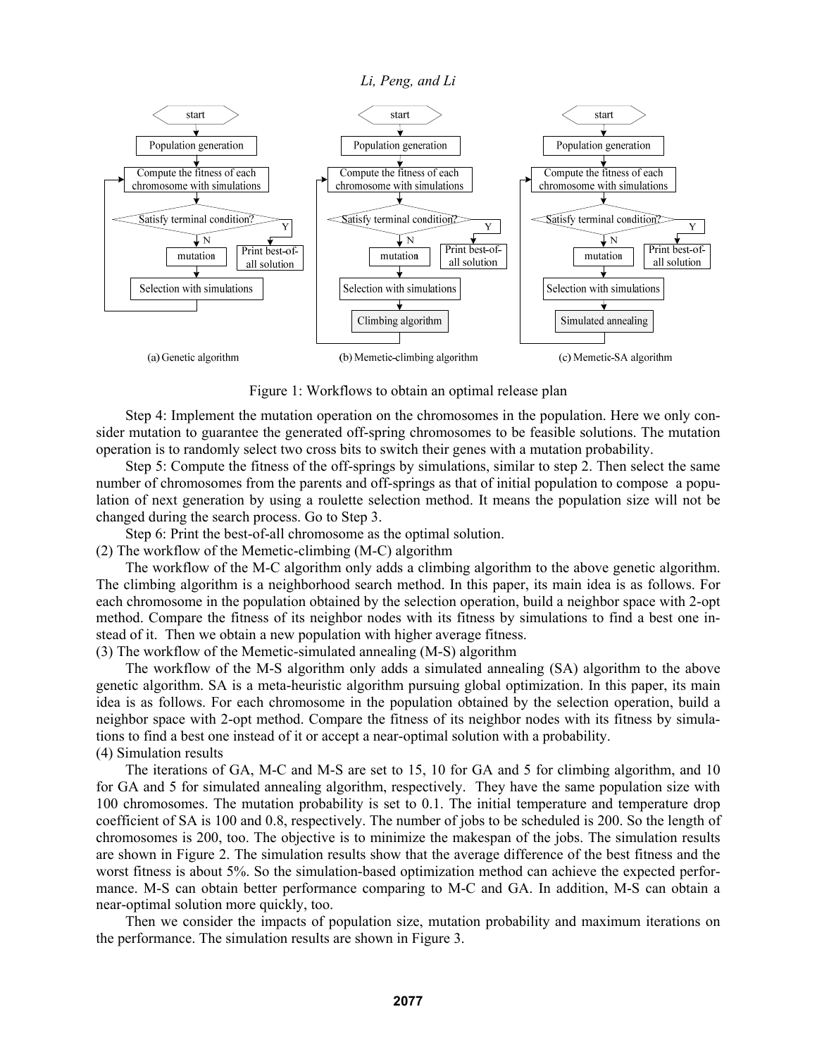Figure 1: Workflows to obtain an optimal release plan

Step 4: Implement the mutation operation on the chromosomes in the population. Here we only consider mutation to guarantee the generated off-spring chromosomes to be feasible solutions. The mutation operation is to randomly select two cross bits to switch their genes with a mutation probability.

Step 5: Compute the fitness of the off-springs by simulations, similar to step 2. Then select the same number of chromosomes from the parents and off-springs as that of initial population to compose a population of next generation by using a roulette selection method. It means the population size will not be changed during the search process. Go to Step 3.

Step 6: Print the best-of-all chromosome as the optimal solution.

(2) The workflow of the Memetic-climbing (M-C) algorithm

The workflow of the M-C algorithm only adds a climbing algorithm to the above genetic algorithm. The climbing algorithm is a neighborhood search method. In this paper, its main idea is as follows. For each chromosome in the population obtained by the selection operation, build a neighbor space with 2-opt method. Compare the fitness of its neighbor nodes with its fitness by simulations to find a best one instead of it. Then we obtain a new population with higher average fitness.

(3) The workflow of the Memetic-simulated annealing (M-S) algorithm

The workflow of the M-S algorithm only adds a simulated annealing (SA) algorithm to the above genetic algorithm. SA is a meta-heuristic algorithm pursuing global optimization. In this paper, its main idea is as follows. For each chromosome in the population obtained by the selection operation, build a neighbor space with 2-opt method. Compare the fitness of its neighbor nodes with its fitness by simulations to find a best one instead of it or accept a near-optimal solution with a probability.

(4) Simulation results

The iterations of GA, M-C and M-S are set to 15, 10 for GA and 5 for climbing algorithm, and 10 for GA and 5 for simulated annealing algorithm, respectively. They have the same population size with 100 chromosomes. The mutation probability is set to 0.1. The initial temperature and temperature drop coefficient of SA is 100 and 0.8, respectively. The number of jobs to be scheduled is 200. So the length of chromosomes is 200, too. The objective is to minimize the makespan of the jobs. The simulation results are shown in Figure 2. The simulation results show that the average difference of the best fitness and the worst fitness is about 5%. So the simulation-based optimization method can achieve the expected performance. M-S can obtain better performance comparing to M-C and GA. In addition, M-S can obtain a near-optimal solution more quickly, too.

Then we consider the impacts of population size, mutation probability and maximum iterations on the performance. The simulation results are shown in Figure 3.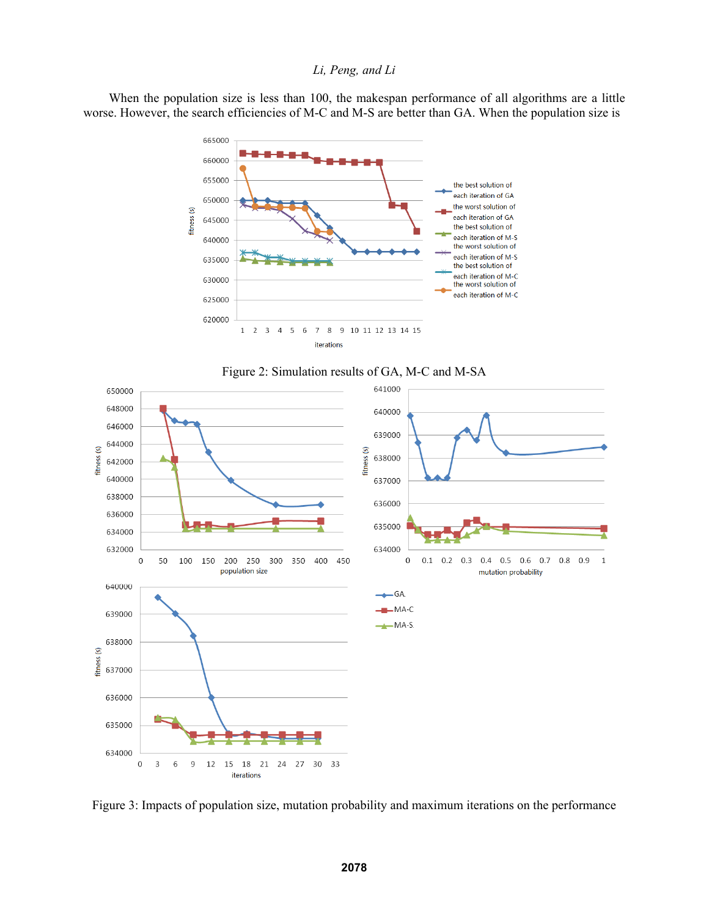When the population size is less than 100, the makespan performance of all algorithms are a little worse. However, the search efficiencies of M-C and M-S are better than GA. When the population size is

Figure 2: Simulation results of GA, M-C and M-SA

Figure 3: Impacts of population size, mutation probability and maximum iterations on the performance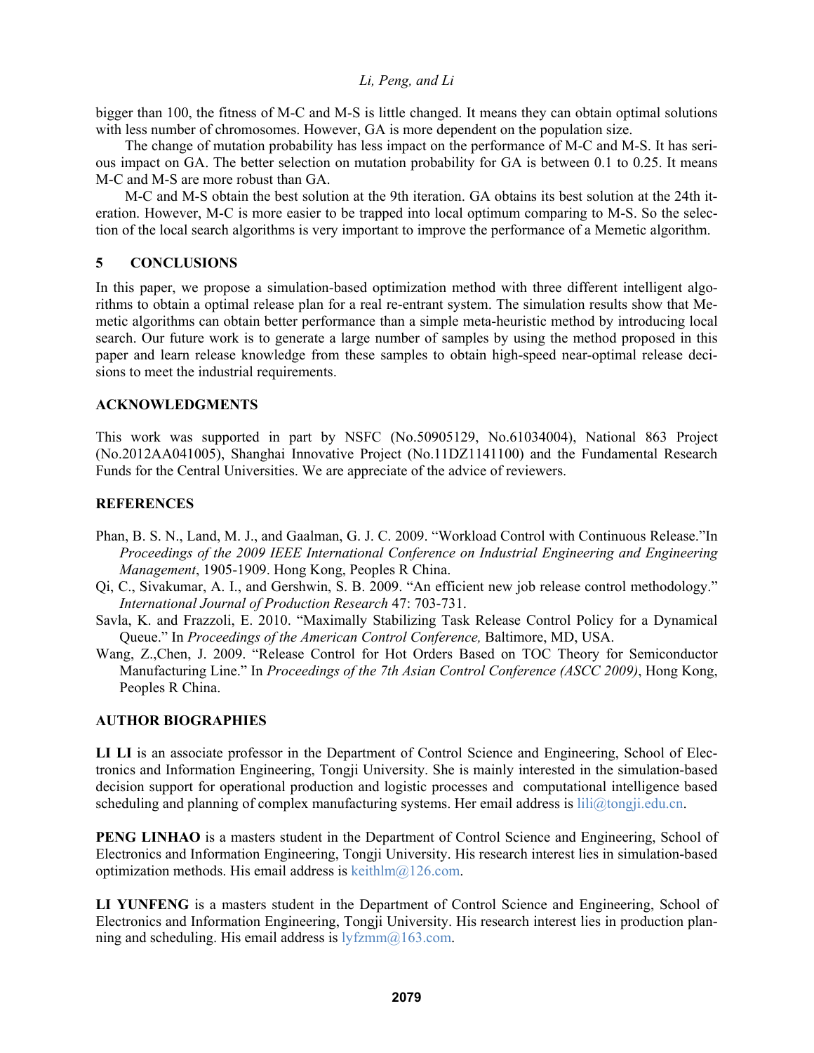bigger than 100, the fitness of M-C and M-S is little changed. It means they can obtain optimal solutions with less number of chromosomes. However, GA is more dependent on the population size.

The change of mutation probability has less impact on the performance of M-C and M-S. It has serious impact on GA. The better selection on mutation probability for GA is between 0.1 to 0.25. It means M-C and M-S are more robust than GA.

M-C and M-S obtain the best solution at the 9th iteration. GA obtains its best solution at the 24th iteration. However, M-C is more easier to be trapped into local optimum comparing to M-S. So the selection of the local search algorithms is very important to improve the performance of a Memetic algorithm.

## 5 CONCLUSIONS

In this paper, we propose a simulation-based optimization method with three different intelligent algorithms to obtain a optimal release plan for a real re-entrant system. The simulation results show that Memetic algorithms can obtain better performance than a simple meta-heuristic method by introducing local search. Our future work is to generate a large number of samples by using the method proposed in this paper and learn release knowledge from these samples to obtain high-speed near-optimal release decisions to meet the industrial requirements.

## ACKNOWLEDGMENTS

This work was supported in part by NSFC (No.50905129, No.61034004), National 863 Project (No.2012AA041005), Shanghai Innovative Project (No.11DZ1141100) and the Fundamental Research Funds for the Central Universities. We are appreciate of the advice of reviewers.

## REFERENCES

Phan, B. S. N., Land, M. J., and Gaalman, G. J. C. 2009. "Workload Control with Continuous Release."In *Proceedings of the 2009 IEEE International Conference on Industrial Engineering and Engineering Management*, 1905-1909. Hong Kong, Peoples R China.

Qi, C., Sivakumar, A. I., and Gershwin, S. B. 2009. "An efficient new job release control methodology." *International Journal of Production Research* 47: 703-731.

Savla, K. and Frazzoli, E. 2010. "Maximally Stabilizing Task Release Control Policy for a Dynamical Queue." In *Proceedings of the American Control Conference,* Baltimore, MD, USA.

Wang, Z.,Chen, J. 2009. "Release Control for Hot Orders Based on TOC Theory for Semiconductor Manufacturing Line." In *Proceedings of the 7th Asian Control Conference (ASCC 2009)*, Hong Kong, Peoples R China.

## AUTHOR BIOGRAPHIES

**LI LI** is an associate professor in the Department of Control Science and Engineering, School of Electronics and Information Engineering, Tongji University. She is mainly interested in the simulation-based decision support for operational production and logistic processes and computational intelligence based scheduling and planning of complex manufacturing systems. Her email address is lili@tongji.edu.cn.

**PENG LINHAO** is a masters student in the Department of Control Science and Engineering, School of Electronics and Information Engineering, Tongji University. His research interest lies in simulation-based optimization methods. His email address is keithlm@126.com.

**LI YUNFENG** is a masters student in the Department of Control Science and Engineering, School of Electronics and Information Engineering, Tongji University. His research interest lies in production planning and scheduling. His email address is lyfzmm@163.com.